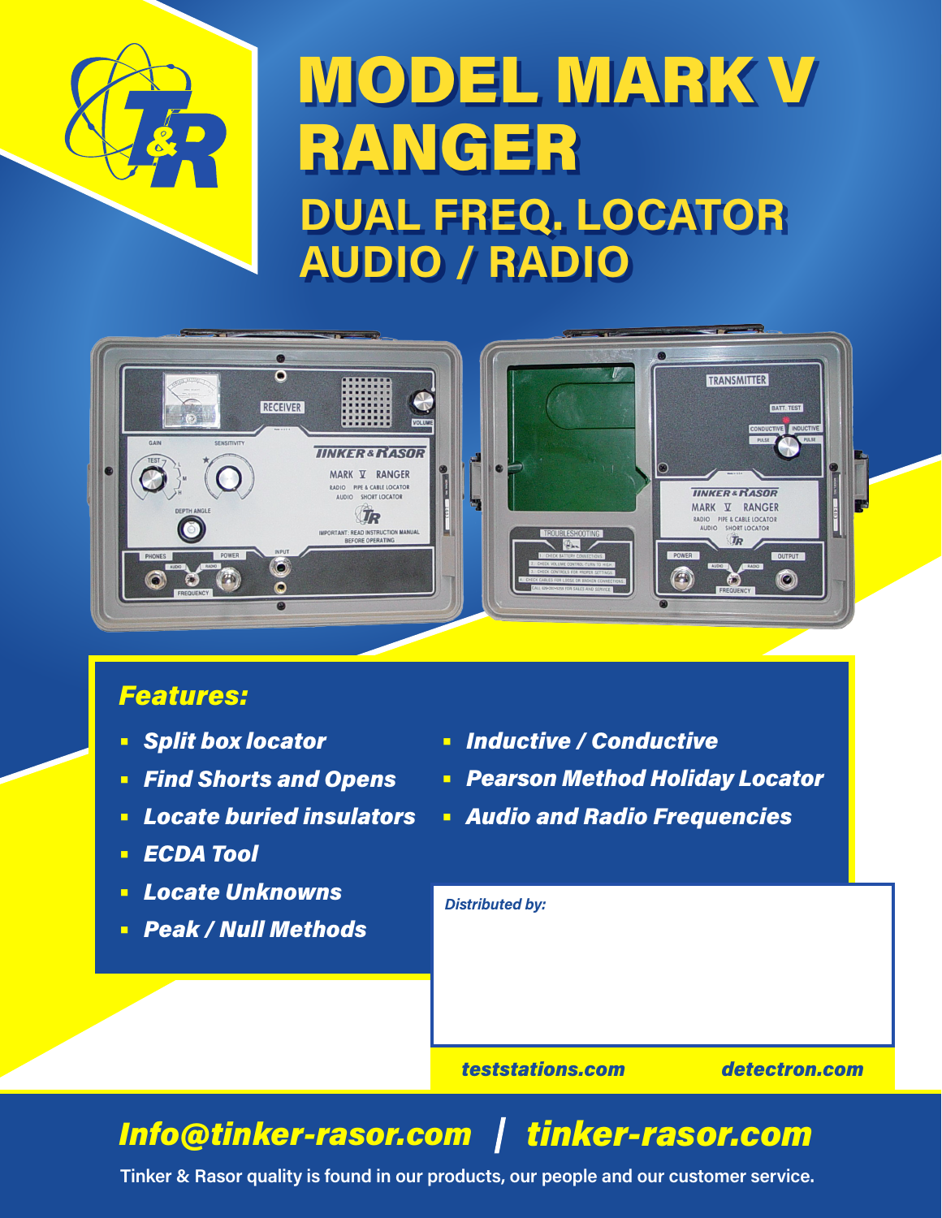# MODEL MARK V RANGER

## DUAL FREQ. LOCATOR AUDIO / RADIO

### Features:

- Split box locator
- Find Shorts and Opens
- Locate buried insulators
- ECDA Tool
- Locate Unknowns
- Peak / Null Methods
- Inductive / Conductive
- Pearson Method Holiday Locator
- Audio and Radio Frequencies

*Distributed by:*

teststations.com detectron.com

**Info@tinker-rasor.com | tinker-rasor.com**

Tinker & Rasor quality is found in our products, our people and our customer service.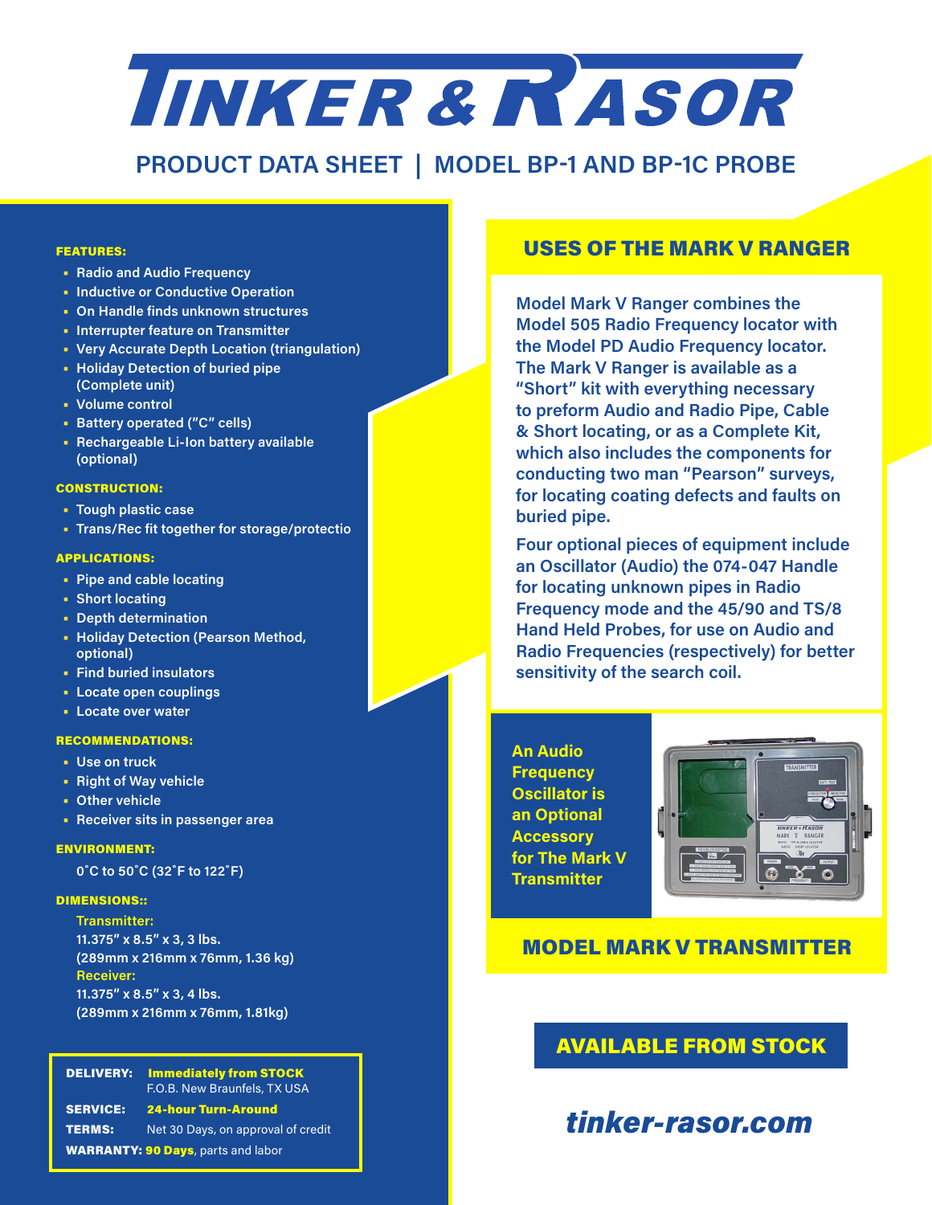# TINKER & RASOR

## PRODUCT DATA SHEET | MODEL BP-1 AND BP-1C PROBE

**FEATURES:**

- Radio and Audio Frequency
- Inductive or Conductive Operation
- On Handle finds unknown structures
- Interrupter feature on Transmitter
- Very Accurate Depth Location (triangulation)
- Holiday Detection of buried pipe (Complete unit)
- Volume control
- Battery operated ("C" cells)
- Rechargeable Li-Ion battery available (optional)

**CONSTRUCTION:**

- Tough plastic case
- Trans/Rec fit together for storage/protectio

**APPLICATIONS:**

- Pipe and cable locating
- Short locating
- Depth determination
- Holiday Detection (Pearson Method, optional)
- Find buried insulators
- Locate open couplings
- Locate over water

**RECOMMENDATIONS:**

- Use on truck
- Right of Way vehicle
- Other vehicle
- Receiver sits in passenger area

**ENVIRONMENT:**

0˚C to 50˚C (32˚F to 122˚F)

**DIMENSIONS::**

Transmitter:
11.375" x 8.5" x 3, 3 lbs.
(289mm x 216mm x 76mm, 1.36 kg)

Receiver:
11.375" x 8.5" x 3, 4 lbs.
(289mm x 216mm x 76mm, 1.81kg)

| | |
|---|---|
| **DELIVERY:** | **Immediately from STOCK** F.O.B. New Braunfels, TX USA |
| **SERVICE:** | **24-hour Turn-Around** |
| **TERMS:** | Net 30 Days, on approval of credit |
| **WARRANTY:** | **90 Days**, parts and labor |

## USES OF THE MARK V RANGER

Model Mark V Ranger combines the Model 505 Radio Frequency locator with the Model PD Audio Frequency locator. The Mark V Ranger is available as a "Short" kit with everything necessary to preform Audio and Radio Pipe, Cable & Short locating, or as a Complete Kit, which also includes the components for conducting two man "Pearson" surveys, for locating coating defects and faults on buried pipe.

Four optional pieces of equipment include an Oscillator (Audio) the 074-047 Handle for locating unknown pipes in Radio Frequency mode and the 45/90 and TS/8 Hand Held Probes, for use on Audio and Radio Frequencies (respectively) for better sensitivity of the search coil.

An Audio Frequency Oscillator is an Optional Accessory for The Mark V Transmitter

## MODEL MARK V TRANSMITTER

**AVAILABLE FROM STOCK**

*tinker-rasor.com*